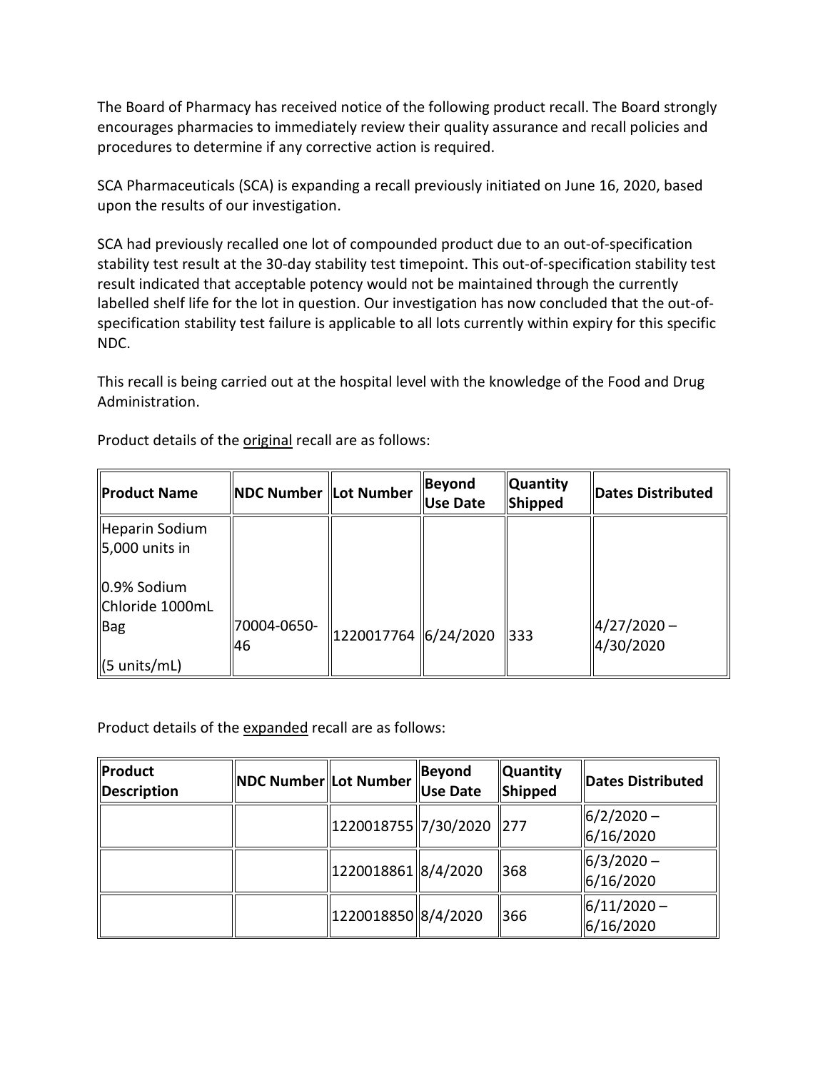The Board of Pharmacy has received notice of the following product recall. The Board strongly encourages pharmacies to immediately review their quality assurance and recall policies and procedures to determine if any corrective action is required.

SCA Pharmaceuticals (SCA) is expanding a recall previously initiated on June 16, 2020, based upon the results of our investigation.

SCA had previously recalled one lot of compounded product due to an out-of-specification stability test result at the 30-day stability test timepoint. This out-of-specification stability test result indicated that acceptable potency would not be maintained through the currently labelled shelf life for the lot in question. Our investigation has now concluded that the out-of-specification stability test failure is applicable to all lots currently within expiry for this specific NDC.

This recall is being carried out at the hospital level with the knowledge of the Food and Drug Administration.

Product details of the original recall are as follows:

| Product Name | NDC Number | Lot Number | Beyond Use Date | Quantity Shipped | Dates Distributed |
|---|---|---|---|---|---|
| Heparin Sodium 5,000 units in 0.9% Sodium Chloride 1000mL Bag (5 units/mL) | 70004-0650-46 | 1220017764 | 6/24/2020 | 333 | 4/27/2020 – 4/30/2020 |

Product details of the expanded recall are as follows:

| Product Description | NDC Number | Lot Number | Beyond Use Date | Quantity Shipped | Dates Distributed |
|---|---|---|---|---|---|
| | | 1220018755 | 7/30/2020 | 277 | 6/2/2020 – 6/16/2020 |
| | | 1220018861 | 8/4/2020 | 368 | 6/3/2020 – 6/16/2020 |
| | | 1220018850 | 8/4/2020 | 366 | 6/11/2020 – 6/16/2020 |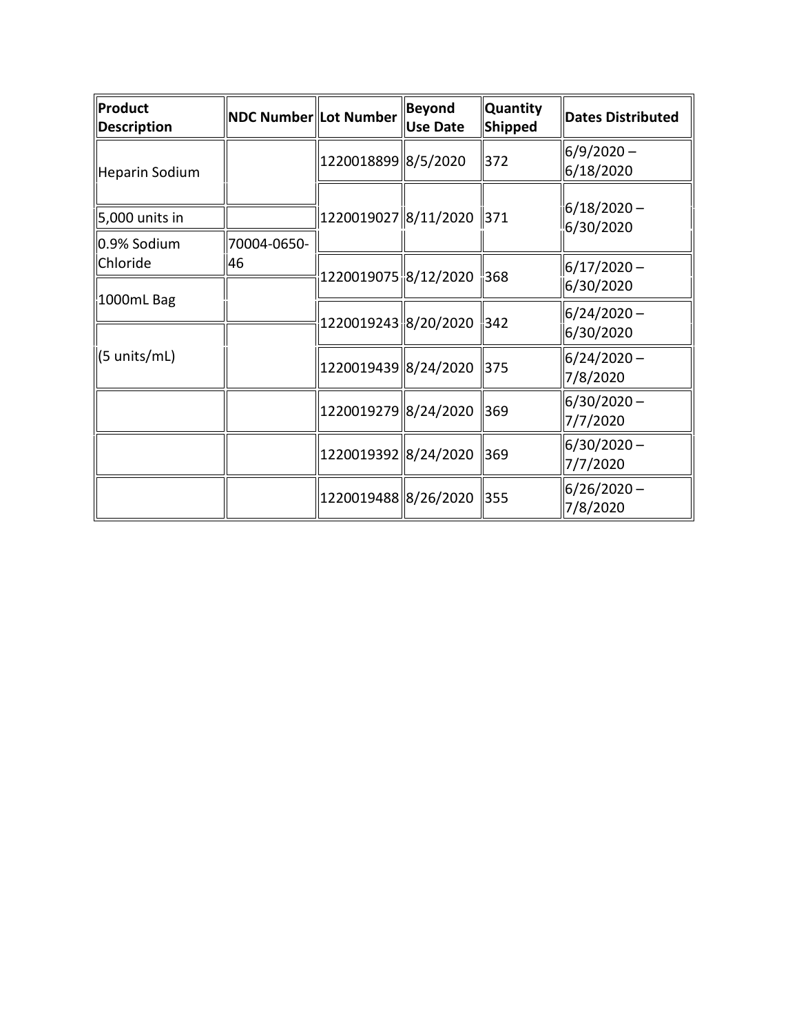| Product Description | NDC Number | Lot Number | Beyond Use Date | Quantity Shipped | Dates Distributed |
|---|---|---|---|---|---|
| Heparin Sodium 5,000 units in 0.9% Sodium Chloride 1000mL Bag (5 units/mL) | 70004-0650-46 | 1220018899 | 8/5/2020 | 372 | 6/9/2020 – 6/18/2020 |
| | | 1220019027 | 8/11/2020 | 371 | 6/18/2020 – 6/30/2020 |
| | | 1220019075 | 8/12/2020 | 368 | 6/17/2020 – 6/30/2020 |
| | | 1220019243 | 8/20/2020 | 342 | 6/24/2020 – 6/30/2020 |
| | | 1220019439 | 8/24/2020 | 375 | 6/24/2020 – 7/8/2020 |
| | | 1220019279 | 8/24/2020 | 369 | 6/30/2020 – 7/7/2020 |
| | | 1220019392 | 8/24/2020 | 369 | 6/30/2020 – 7/7/2020 |
| | | 1220019488 | 8/26/2020 | 355 | 6/26/2020 – 7/8/2020 |